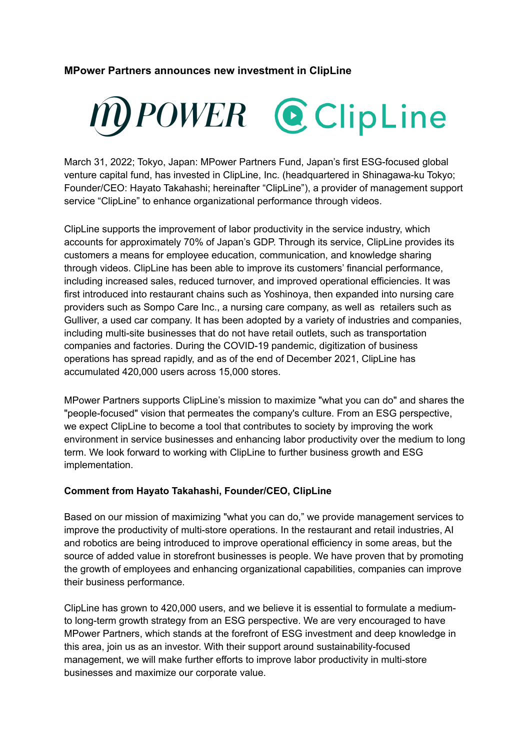**MPower Partners announces new investment in ClipLine**

March 31, 2022; Tokyo, Japan: MPower Partners Fund, Japan's first ESG-focused global venture capital fund, has invested in ClipLine, Inc. (headquartered in Shinagawa-ku Tokyo; Founder/CEO: Hayato Takahashi; hereinafter "ClipLine"), a provider of management support service "ClipLine" to enhance organizational performance through videos.

ClipLine supports the improvement of labor productivity in the service industry, which accounts for approximately 70% of Japan's GDP. Through its service, ClipLine provides its customers a means for employee education, communication, and knowledge sharing through videos. ClipLine has been able to improve its customers' financial performance, including increased sales, reduced turnover, and improved operational efficiencies. It was first introduced into restaurant chains such as Yoshinoya, then expanded into nursing care providers such as Sompo Care Inc., a nursing care company, as well as retailers such as Gulliver, a used car company. It has been adopted by a variety of industries and companies, including multi-site businesses that do not have retail outlets, such as transportation companies and factories. During the COVID-19 pandemic, digitization of business operations has spread rapidly, and as of the end of December 2021, ClipLine has accumulated 420,000 users across 15,000 stores.

MPower Partners supports ClipLine's mission to maximize "what you can do" and shares the "people-focused" vision that permeates the company's culture. From an ESG perspective, we expect ClipLine to become a tool that contributes to society by improving the work environment in service businesses and enhancing labor productivity over the medium to long term. We look forward to working with ClipLine to further business growth and ESG implementation.

**Comment from Hayato Takahashi, Founder/CEO, ClipLine**

Based on our mission of maximizing "what you can do," we provide management services to improve the productivity of multi-store operations. In the restaurant and retail industries, AI and robotics are being introduced to improve operational efficiency in some areas, but the source of added value in storefront businesses is people. We have proven that by promoting the growth of employees and enhancing organizational capabilities, companies can improve their business performance.

ClipLine has grown to 420,000 users, and we believe it is essential to formulate a medium-to long-term growth strategy from an ESG perspective. We are very encouraged to have MPower Partners, which stands at the forefront of ESG investment and deep knowledge in this area, join us as an investor. With their support around sustainability-focused management, we will make further efforts to improve labor productivity in multi-store businesses and maximize our corporate value.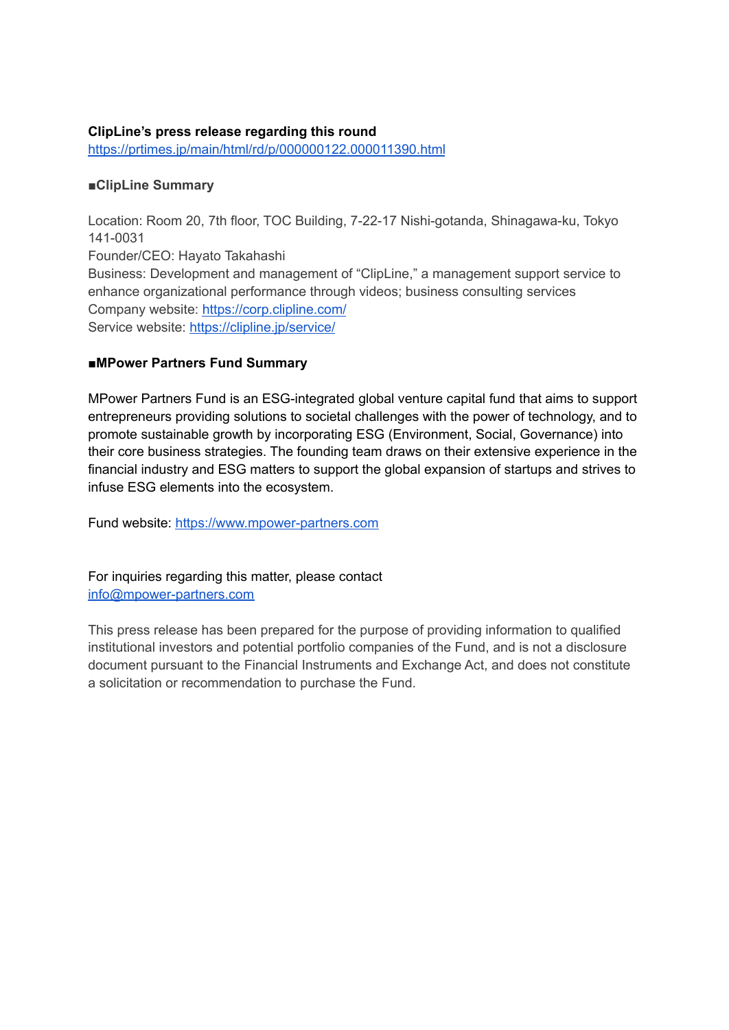**ClipLine's press release regarding this round**
https://prtimes.jp/main/html/rd/p/000000122.000011390.html

**■ClipLine Summary**

Location: Room 20, 7th floor, TOC Building, 7-22-17 Nishi-gotanda, Shinagawa-ku, Tokyo 141-0031
Founder/CEO: Hayato Takahashi
Business: Development and management of "ClipLine," a management support service to enhance organizational performance through videos; business consulting services
Company website: https://corp.clipline.com/
Service website: https://clipline.jp/service/

**■MPower Partners Fund Summary**

MPower Partners Fund is an ESG-integrated global venture capital fund that aims to support entrepreneurs providing solutions to societal challenges with the power of technology, and to promote sustainable growth by incorporating ESG (Environment, Social, Governance) into their core business strategies. The founding team draws on their extensive experience in the financial industry and ESG matters to support the global expansion of startups and strives to infuse ESG elements into the ecosystem.

Fund website: https://www.mpower-partners.com

For inquiries regarding this matter, please contact
info@mpower-partners.com

This press release has been prepared for the purpose of providing information to qualified institutional investors and potential portfolio companies of the Fund, and is not a disclosure document pursuant to the Financial Instruments and Exchange Act, and does not constitute a solicitation or recommendation to purchase the Fund.